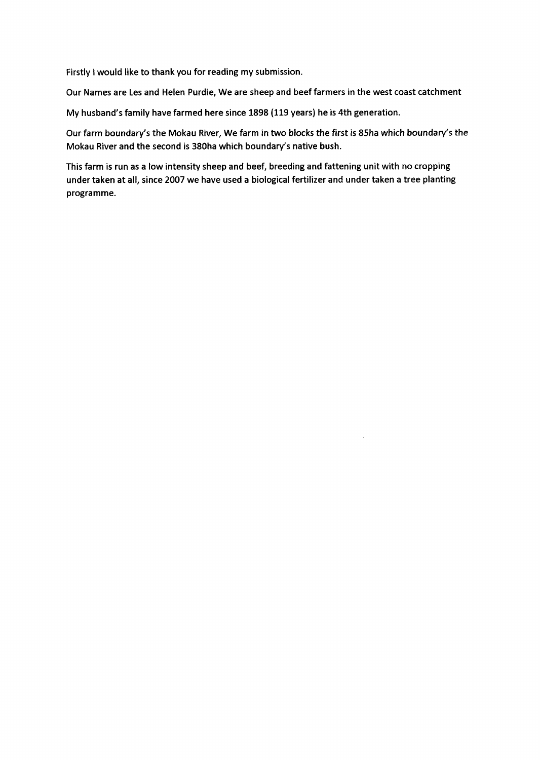Firstly I would like to thank you for reading my submission.

Our Names are Les and Helen Purdie, We are sheep and beef farmers in the west coast catchment

My husband's family have farmed here since 1898 (119 years) he is 4th generation.

Our farm boundary's the Mokau River, We farm in two blocks the first is 85ha which boundary's the Mokau River and the second is 380ha which boundary's native bush.

This farm is run as a low intensity sheep and beef, breeding and fattening unit with no cropping under taken at all, since 2007 we have used a biological fertilizer and under taken a tree planting programme.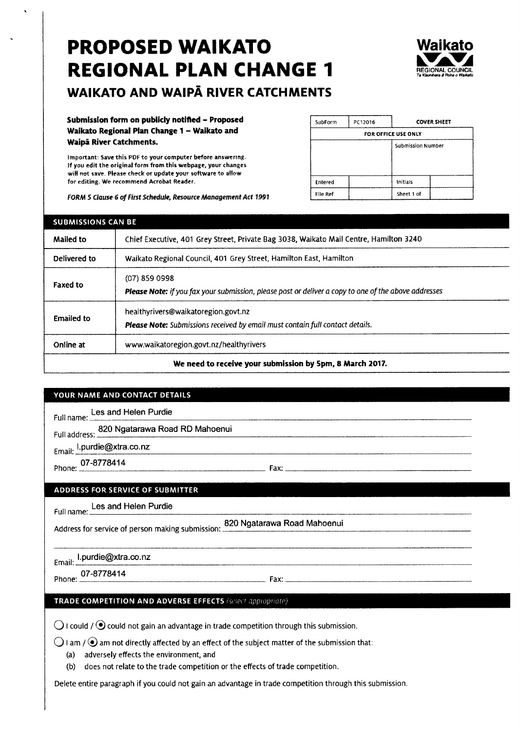# PROPOSED WAIKATO REGIONAL PLAN CHANGE 1

## WAIKATO AND WAIPĀ RIVER CATCHMENTS

**Submission form on publicly notified – Proposed Waikato Regional Plan Change 1 – Waikato and Waipā River Catchments.**

Important: Save this PDF to your computer before answering. If you edit the original form from this webpage, your changes will not save. Please check or update your software to allow for editing. We recommend Acrobat Reader.

*FORM 5 Clause 6 of First Schedule, Resource Management Act 1991*

| SubForm | PC12016 | COVER SHEET | |
|---|---|---|---|
| FOR OFFICE USE ONLY | | | |
| | | Submission Number | |
| Entered | | Initials | |
| File Ref | | Sheet 1 of | |

### SUBMISSIONS CAN BE

| | |
|---|---|
| **Mailed to** | Chief Executive, 401 Grey Street, Private Bag 3038, Waikato Mail Centre, Hamilton 3240 |
| **Delivered to** | Waikato Regional Council, 401 Grey Street, Hamilton East, Hamilton |
| **Faxed to** | (07) 859 0998<br>***Please Note:** if you fax your submission, please post or deliver a copy to one of the above addresses* |
| **Emailed to** | healthyrivers@waikatoregion.govt.nz<br>***Please Note:** Submissions received by email must contain full contact details.* |
| **Online at** | www.waikatoregion.govt.nz/healthyrivers |

**We need to receive your submission by 5pm, 8 March 2017.**

### YOUR NAME AND CONTACT DETAILS

Full name: Les and Helen Purdie

Full address: 820 Ngatarawa Road RD Mahoenui

Email: l.purdie@xtra.co.nz

Phone: 07-8778414 Fax:

### ADDRESS FOR SERVICE OF SUBMITTER

Full name: Les and Helen Purdie

Address for service of person making submission: 820 Ngatarawa Road Mahoenui

Email: l.purdie@xtra.co.nz

Phone: 07-8778414 Fax:

### TRADE COMPETITION AND ADVERSE EFFECTS *(select appropriate)*

○ I could / ◉ could not gain an advantage in trade competition through this submission.

○ I am / ◉ am not directly affected by an effect of the subject matter of the submission that:

(a) adversely effects the environment, and

(b) does not relate to the trade competition or the effects of trade competition.

Delete entire paragraph if you could not gain an advantage in trade competition through this submission.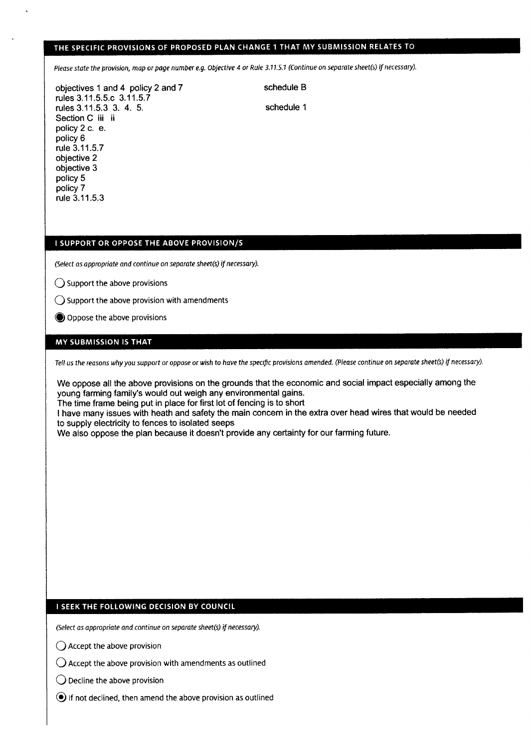## THE SPECIFIC PROVISIONS OF PROPOSED PLAN CHANGE 1 THAT MY SUBMISSION RELATES TO

*Please state the provision, map or page number e.g. Objective 4 or Rule 3.11.5.1 (Continue on separate sheet(s) if necessary).*

objectives 1 and 4 policy 2 and 7
rules 3.11.5.5.c 3.11.5.7
rules 3.11.5.3 3. 4. 5.
Section C iii ii
policy 2 c. e.
policy 6
rule 3.11.5.7
objective 2
objective 3
policy 5
policy 7
rule 3.11.5.3

schedule B

schedule 1

## I SUPPORT OR OPPOSE THE ABOVE PROVISION/S

*(Select as appropriate and continue on separate sheet(s) if necessary).*

- ○ Support the above provisions
- ○ Support the above provision with amendments
- ● Oppose the above provisions

## MY SUBMISSION IS THAT

*Tell us the reasons why you support or oppose or wish to have the specific provisions amended. (Please continue on separate sheet(s) if necessary).*

We oppose all the above provisions on the grounds that the economic and social impact especially among the young farming family's would out weigh any environmental gains.
The time frame being put in place for first lot of fencing is to short
I have many issues with heath and safety the main concern in the extra over head wires that would be needed to supply electricity to fences to isolated seeps
We also oppose the plan because it doesn't provide any certainty for our farming future.

## I SEEK THE FOLLOWING DECISION BY COUNCIL

*(Select as appropriate and continue on separate sheet(s) if necessary).*

- ○ Accept the above provision
- ○ Accept the above provision with amendments as outlined
- ○ Decline the above provision
- ● If not declined, then amend the above provision as outlined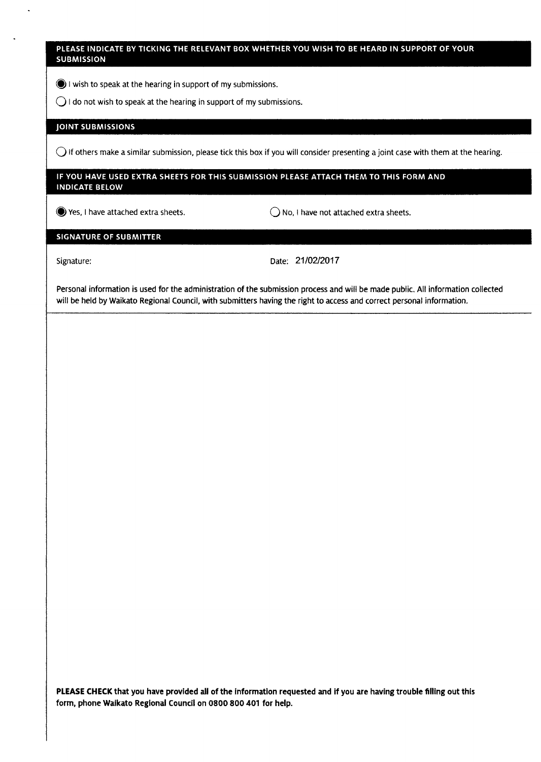## PLEASE INDICATE BY TICKING THE RELEVANT BOX WHETHER YOU WISH TO BE HEARD IN SUPPORT OF YOUR SUBMISSION

- [x] I wish to speak at the hearing in support of my submissions.
- [ ] I do not wish to speak at the hearing in support of my submissions.

## JOINT SUBMISSIONS

- [ ] If others make a similar submission, please tick this box if you will consider presenting a joint case with them at the hearing.

## IF YOU HAVE USED EXTRA SHEETS FOR THIS SUBMISSION PLEASE ATTACH THEM TO THIS FORM AND INDICATE BELOW

- [x] Yes, I have attached extra sheets.
- [ ] No, I have not attached extra sheets.

## SIGNATURE OF SUBMITTER

Signature:

Date: 21/02/2017

Personal information is used for the administration of the submission process and will be made public. All information collected will be held by Waikato Regional Council, with submitters having the right to access and correct personal information.

**PLEASE CHECK that you have provided all of the information requested and if you are having trouble filling out this form, phone Waikato Regional Council on 0800 800 401 for help.**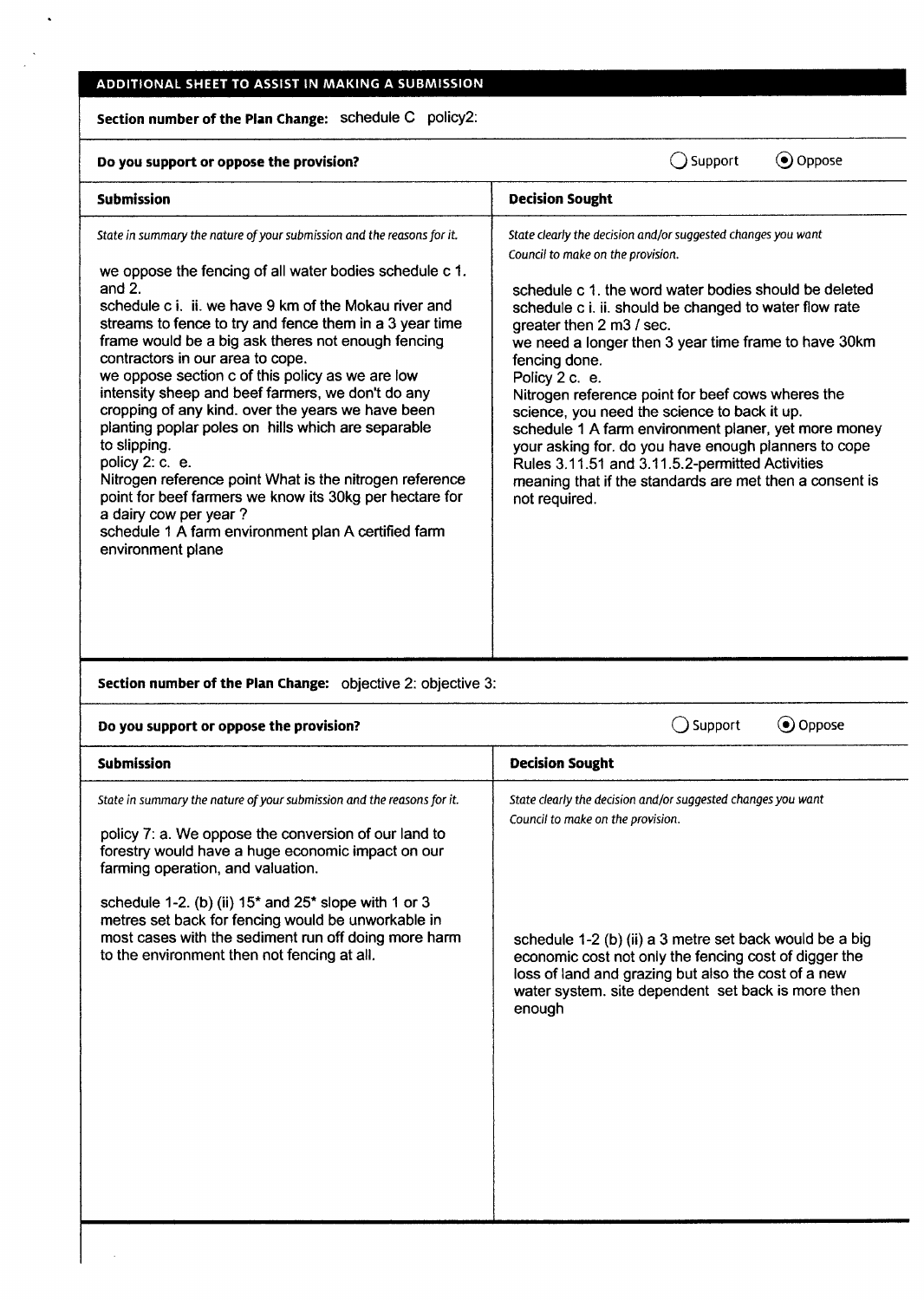## ADDITIONAL SHEET TO ASSIST IN MAKING A SUBMISSION

**Section number of the Plan Change:** schedule C policy2:

**Do you support or oppose the provision?** ○ Support ◉ Oppose

| Submission | Decision Sought |
| --- | --- |
| *State in summary the nature of your submission and the reasons for it.*<br><br>we oppose the fencing of all water bodies schedule c 1. and 2.<br>schedule c i. ii. we have 9 km of the Mokau river and streams to fence to try and fence them in a 3 year time frame would be a big ask theres not enough fencing contractors in our area to cope.<br>we oppose section c of this policy as we are low intensity sheep and beef farmers, we don't do any cropping of any kind. over the years we have been planting poplar poles on hills which are separable to slipping.<br>policy 2: c. e.<br>Nitrogen reference point What is the nitrogen reference point for beef farmers we know its 30kg per hectare for a dairy cow per year ?<br>schedule 1 A farm environment plan A certified farm environment plane | *State clearly the decision and/or suggested changes you want Council to make on the provision.*<br><br>schedule c 1. the word water bodies should be deleted<br>schedule c i. ii. should be changed to water flow rate greater then 2 m3 / sec.<br>we need a longer then 3 year time frame to have 30km fencing done.<br>Policy 2 c. e.<br>Nitrogen reference point for beef cows wheres the science, you need the science to back it up.<br>schedule 1 A farm environment planer, yet more money your asking for. do you have enough planners to cope<br>Rules 3.11.51 and 3.11.5.2-permitted Activities meaning that if the standards are met then a consent is not required. |

**Section number of the Plan Change:** objective 2: objective 3:

**Do you support or oppose the provision?** ○ Support ◉ Oppose

| Submission | Decision Sought |
| --- | --- |
| *State in summary the nature of your submission and the reasons for it.*<br><br>policy 7: a. We oppose the conversion of our land to forestry would have a huge economic impact on our farming operation, and valuation.<br><br>schedule 1-2. (b) (ii) 15* and 25* slope with 1 or 3 metres set back for fencing would be unworkable in most cases with the sediment run off doing more harm to the environment then not fencing at all. | *State clearly the decision and/or suggested changes you want Council to make on the provision.*<br><br>schedule 1-2 (b) (ii) a 3 metre set back would be a big economic cost not only the fencing cost of digger the loss of land and grazing but also the cost of a new water system. site dependent set back is more then enough |